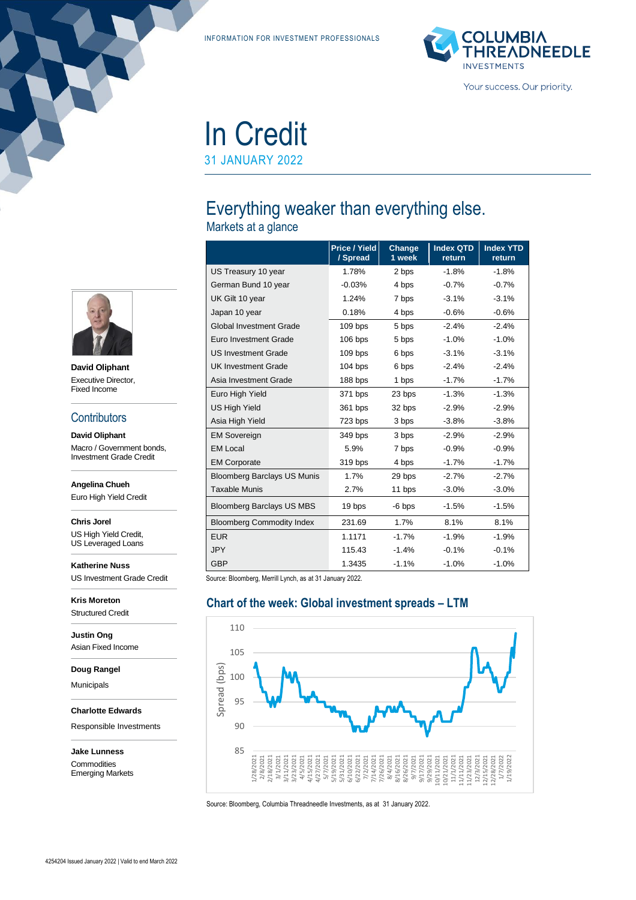INFORMATION FOR INVESTMENT PROFESSIONALS

# In Credit

31 JANUARY 2022

## Everything weaker than everything else.

### Markets at a glance

| | Price / Yield / Spread | Change 1 week | Index QTD return | Index YTD return |
|---|---|---|---|---|
| US Treasury 10 year | 1.78% | 2 bps | -1.8% | -1.8% |
| German Bund 10 year | -0.03% | 4 bps | -0.7% | -0.7% |
| UK Gilt 10 year | 1.24% | 7 bps | -3.1% | -3.1% |
| Japan 10 year | 0.18% | 4 bps | -0.6% | -0.6% |
| Global Investment Grade | 109 bps | 5 bps | -2.4% | -2.4% |
| Euro Investment Grade | 106 bps | 5 bps | -1.0% | -1.0% |
| US Investment Grade | 109 bps | 6 bps | -3.1% | -3.1% |
| UK Investment Grade | 104 bps | 6 bps | -2.4% | -2.4% |
| Asia Investment Grade | 188 bps | 1 bps | -1.7% | -1.7% |
| Euro High Yield | 371 bps | 23 bps | -1.3% | -1.3% |
| US High Yield | 361 bps | 32 bps | -2.9% | -2.9% |
| Asia High Yield | 723 bps | 3 bps | -3.8% | -3.8% |
| EM Sovereign | 349 bps | 3 bps | -2.9% | -2.9% |
| EM Local | 5.9% | 7 bps | -0.9% | -0.9% |
| EM Corporate | 319 bps | 4 bps | -1.7% | -1.7% |
| Bloomberg Barclays US Munis | 1.7% | 29 bps | -2.7% | -2.7% |
| Taxable Munis | 2.7% | 11 bps | -3.0% | -3.0% |
| Bloomberg Barclays US MBS | 19 bps | -6 bps | -1.5% | -1.5% |
| Bloomberg Commodity Index | 231.69 | 1.7% | 8.1% | 8.1% |
| EUR | 1.1171 | -1.7% | -1.9% | -1.9% |
| JPY | 115.43 | -1.4% | -0.1% | -0.1% |
| GBP | 1.3435 | -1.1% | -1.0% | -1.0% |

Source: Bloomberg, Merrill Lynch, as at 31 January 2022.

### Chart of the week: Global investment spreads – LTM

Source: Bloomberg, Columbia Threadneedle Investments, as at 31 January 2022.

**David Oliphant**
Executive Director,
Fixed Income

## Contributors

**David Oliphant**
Macro / Government bonds, Investment Grade Credit

**Angelina Chueh**
Euro High Yield Credit

**Chris Jorel**
US High Yield Credit, US Leveraged Loans

**Katherine Nuss**
US Investment Grade Credit

**Kris Moreton**
Structured Credit

**Justin Ong**
Asian Fixed Income

**Doug Rangel**
Municipals

**Charlotte Edwards**
Responsible Investments

**Jake Lunness**
Commodities
Emerging Markets

4254204 Issued January 2022 | Valid to end March 2022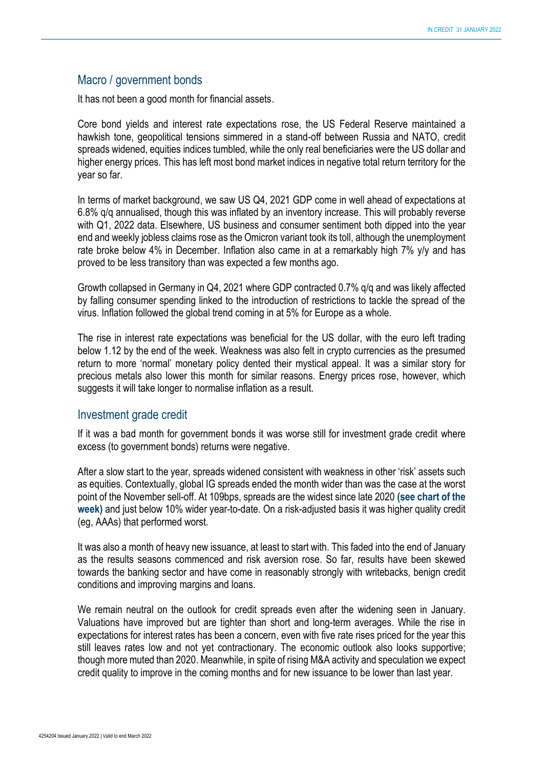## Macro / government bonds

It has not been a good month for financial assets.

Core bond yields and interest rate expectations rose, the US Federal Reserve maintained a hawkish tone, geopolitical tensions simmered in a stand-off between Russia and NATO, credit spreads widened, equities indices tumbled, while the only real beneficiaries were the US dollar and higher energy prices. This has left most bond market indices in negative total return territory for the year so far.

In terms of market background, we saw US Q4, 2021 GDP come in well ahead of expectations at 6.8% q/q annualised, though this was inflated by an inventory increase. This will probably reverse with Q1, 2022 data. Elsewhere, US business and consumer sentiment both dipped into the year end and weekly jobless claims rose as the Omicron variant took its toll, although the unemployment rate broke below 4% in December. Inflation also came in at a remarkably high 7% y/y and has proved to be less transitory than was expected a few months ago.

Growth collapsed in Germany in Q4, 2021 where GDP contracted 0.7% q/q and was likely affected by falling consumer spending linked to the introduction of restrictions to tackle the spread of the virus. Inflation followed the global trend coming in at 5% for Europe as a whole.

The rise in interest rate expectations was beneficial for the US dollar, with the euro left trading below 1.12 by the end of the week. Weakness was also felt in crypto currencies as the presumed return to more 'normal' monetary policy dented their mystical appeal. It was a similar story for precious metals also lower this month for similar reasons. Energy prices rose, however, which suggests it will take longer to normalise inflation as a result.

## Investment grade credit

If it was a bad month for government bonds it was worse still for investment grade credit where excess (to government bonds) returns were negative.

After a slow start to the year, spreads widened consistent with weakness in other 'risk' assets such as equities. Contextually, global IG spreads ended the month wider than was the case at the worst point of the November sell-off. At 109bps, spreads are the widest since late 2020 **(see chart of the week)** and just below 10% wider year-to-date. On a risk-adjusted basis it was higher quality credit (eg, AAAs) that performed worst.

It was also a month of heavy new issuance, at least to start with. This faded into the end of January as the results seasons commenced and risk aversion rose. So far, results have been skewed towards the banking sector and have come in reasonably strongly with writebacks, benign credit conditions and improving margins and loans.

We remain neutral on the outlook for credit spreads even after the widening seen in January. Valuations have improved but are tighter than short and long-term averages. While the rise in expectations for interest rates has been a concern, even with five rate rises priced for the year this still leaves rates low and not yet contractionary. The economic outlook also looks supportive; though more muted than 2020. Meanwhile, in spite of rising M&A activity and speculation we expect credit quality to improve in the coming months and for new issuance to be lower than last year.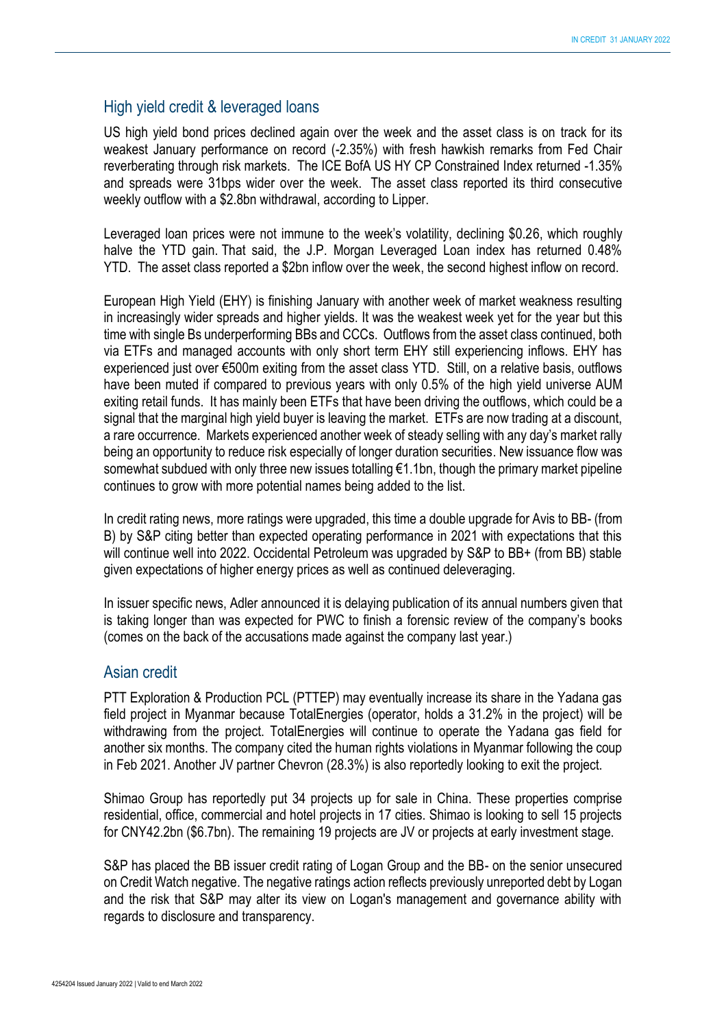## High yield credit & leveraged loans

US high yield bond prices declined again over the week and the asset class is on track for its weakest January performance on record (-2.35%) with fresh hawkish remarks from Fed Chair reverberating through risk markets. The ICE BofA US HY CP Constrained Index returned -1.35% and spreads were 31bps wider over the week. The asset class reported its third consecutive weekly outflow with a $2.8bn withdrawal, according to Lipper.

Leveraged loan prices were not immune to the week's volatility, declining $0.26, which roughly halve the YTD gain. That said, the J.P. Morgan Leveraged Loan index has returned 0.48% YTD. The asset class reported a $2bn inflow over the week, the second highest inflow on record.

European High Yield (EHY) is finishing January with another week of market weakness resulting in increasingly wider spreads and higher yields. It was the weakest week yet for the year but this time with single Bs underperforming BBs and CCCs. Outflows from the asset class continued, both via ETFs and managed accounts with only short term EHY still experiencing inflows. EHY has experienced just over €500m exiting from the asset class YTD. Still, on a relative basis, outflows have been muted if compared to previous years with only 0.5% of the high yield universe AUM exiting retail funds. It has mainly been ETFs that have been driving the outflows, which could be a signal that the marginal high yield buyer is leaving the market. ETFs are now trading at a discount, a rare occurrence. Markets experienced another week of steady selling with any day's market rally being an opportunity to reduce risk especially of longer duration securities. New issuance flow was somewhat subdued with only three new issues totalling €1.1bn, though the primary market pipeline continues to grow with more potential names being added to the list.

In credit rating news, more ratings were upgraded, this time a double upgrade for Avis to BB- (from B) by S&P citing better than expected operating performance in 2021 with expectations that this will continue well into 2022. Occidental Petroleum was upgraded by S&P to BB+ (from BB) stable given expectations of higher energy prices as well as continued deleveraging.

In issuer specific news, Adler announced it is delaying publication of its annual numbers given that is taking longer than was expected for PWC to finish a forensic review of the company's books (comes on the back of the accusations made against the company last year.)

## Asian credit

PTT Exploration & Production PCL (PTTEP) may eventually increase its share in the Yadana gas field project in Myanmar because TotalEnergies (operator, holds a 31.2% in the project) will be withdrawing from the project. TotalEnergies will continue to operate the Yadana gas field for another six months. The company cited the human rights violations in Myanmar following the coup in Feb 2021. Another JV partner Chevron (28.3%) is also reportedly looking to exit the project.

Shimao Group has reportedly put 34 projects up for sale in China. These properties comprise residential, office, commercial and hotel projects in 17 cities. Shimao is looking to sell 15 projects for CNY42.2bn ($6.7bn). The remaining 19 projects are JV or projects at early investment stage.

S&P has placed the BB issuer credit rating of Logan Group and the BB- on the senior unsecured on Credit Watch negative. The negative ratings action reflects previously unreported debt by Logan and the risk that S&P may alter its view on Logan's management and governance ability with regards to disclosure and transparency.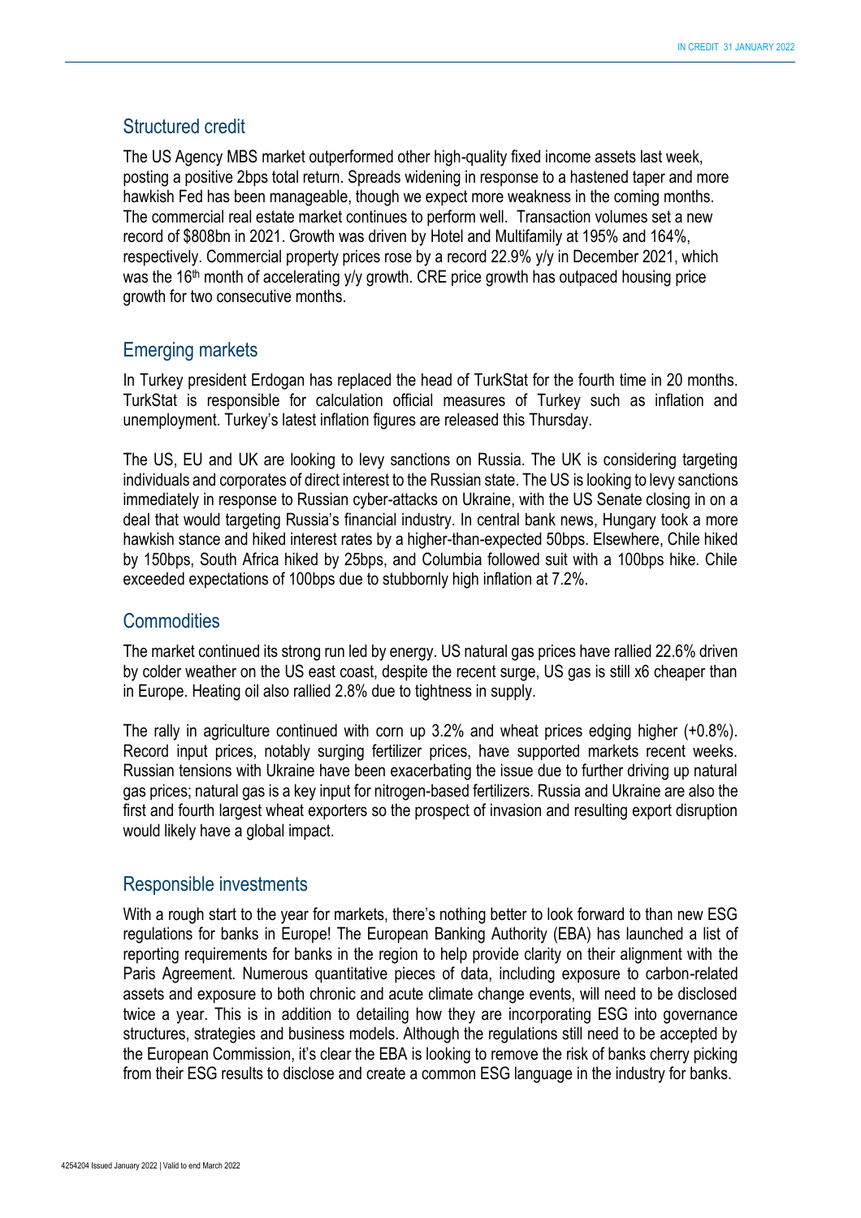## Structured credit

The US Agency MBS market outperformed other high-quality fixed income assets last week, posting a positive 2bps total return. Spreads widening in response to a hastened taper and more hawkish Fed has been manageable, though we expect more weakness in the coming months. The commercial real estate market continues to perform well. Transaction volumes set a new record of $808bn in 2021. Growth was driven by Hotel and Multifamily at 195% and 164%, respectively. Commercial property prices rose by a record 22.9% y/y in December 2021, which was the 16th month of accelerating y/y growth. CRE price growth has outpaced housing price growth for two consecutive months.

## Emerging markets

In Turkey president Erdogan has replaced the head of TurkStat for the fourth time in 20 months. TurkStat is responsible for calculation official measures of Turkey such as inflation and unemployment. Turkey's latest inflation figures are released this Thursday.

The US, EU and UK are looking to levy sanctions on Russia. The UK is considering targeting individuals and corporates of direct interest to the Russian state. The US is looking to levy sanctions immediately in response to Russian cyber-attacks on Ukraine, with the US Senate closing in on a deal that would targeting Russia's financial industry. In central bank news, Hungary took a more hawkish stance and hiked interest rates by a higher-than-expected 50bps. Elsewhere, Chile hiked by 150bps, South Africa hiked by 25bps, and Columbia followed suit with a 100bps hike. Chile exceeded expectations of 100bps due to stubbornly high inflation at 7.2%.

## Commodities

The market continued its strong run led by energy. US natural gas prices have rallied 22.6% driven by colder weather on the US east coast, despite the recent surge, US gas is still x6 cheaper than in Europe. Heating oil also rallied 2.8% due to tightness in supply.

The rally in agriculture continued with corn up 3.2% and wheat prices edging higher (+0.8%). Record input prices, notably surging fertilizer prices, have supported markets recent weeks. Russian tensions with Ukraine have been exacerbating the issue due to further driving up natural gas prices; natural gas is a key input for nitrogen-based fertilizers. Russia and Ukraine are also the first and fourth largest wheat exporters so the prospect of invasion and resulting export disruption would likely have a global impact.

## Responsible investments

With a rough start to the year for markets, there's nothing better to look forward to than new ESG regulations for banks in Europe! The European Banking Authority (EBA) has launched a list of reporting requirements for banks in the region to help provide clarity on their alignment with the Paris Agreement. Numerous quantitative pieces of data, including exposure to carbon-related assets and exposure to both chronic and acute climate change events, will need to be disclosed twice a year. This is in addition to detailing how they are incorporating ESG into governance structures, strategies and business models. Although the regulations still need to be accepted by the European Commission, it's clear the EBA is looking to remove the risk of banks cherry picking from their ESG results to disclose and create a common ESG language in the industry for banks.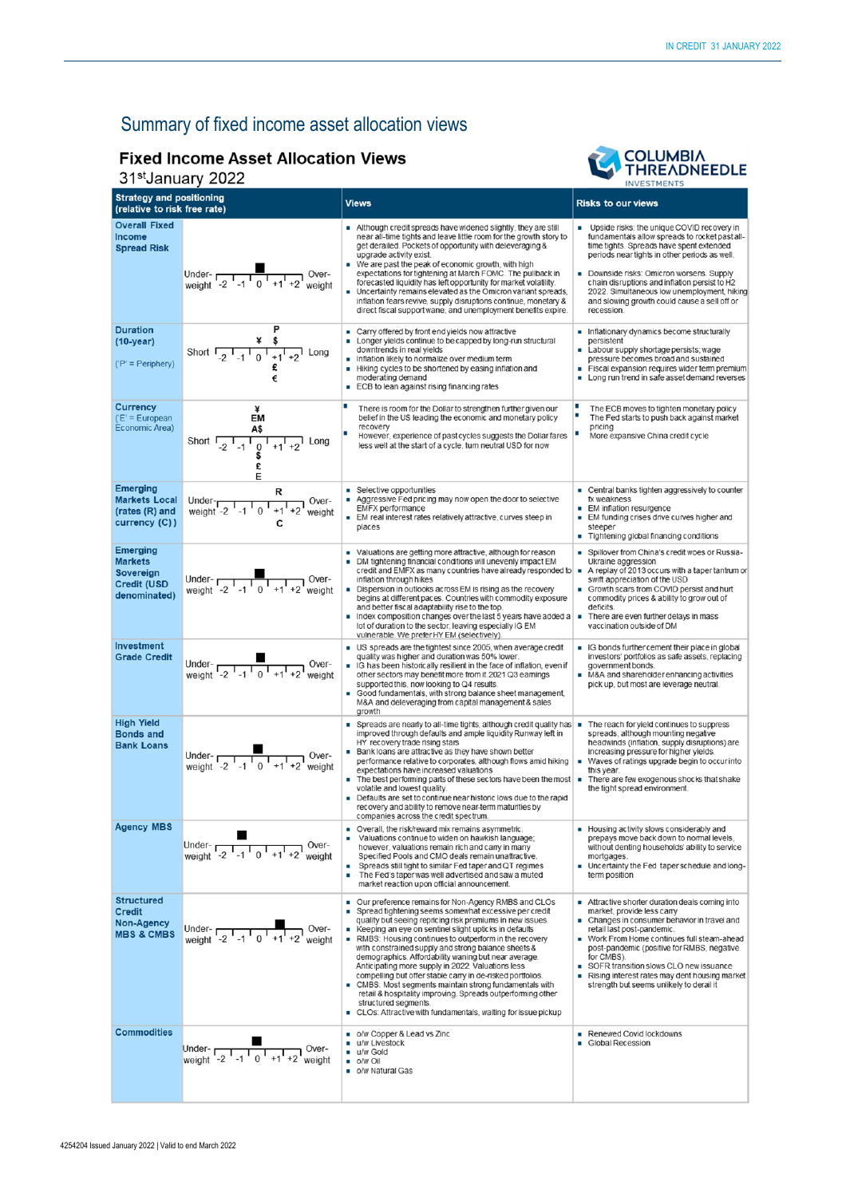# Summary of fixed income asset allocation views

## Fixed Income Asset Allocation Views

31[st] January 2022

| Strategy and positioning (relative to risk free rate) | | Views | Risks to our views |
|---|---|---|---|
| **Overall Fixed Income Spread Risk** | Under-weight -2 -1 0 +1 +2 Over-weight (■ at 0) | ▪ Although credit spreads have widened slightly, they are still near all-time tights and leave little room for the growth story to get derailed. Pockets of opportunity with deleveraging & upgrade activity exist.<br>▪ We are past the peak of economic growth, with high expectations for tightening at March FOMC. The pullback in forecasted liquidity has left opportunity for market volatility.<br>▪ Uncertainty remains elevated as the Omicron variant spreads, inflation fears revive, supply disruptions continue, monetary & direct fiscal support wane, and unemployment benefits expire. | ▪ Upside risks: the unique COVID recovery in fundamentals allow spreads to rocket past all-time tights. Spreads have spent extended periods near tights in other periods as well.<br>▪ Downside risks: Omicron worsens. Supply chain disruptions and inflation persist to H2 2022. Simultaneous low unemployment, hiking and slowing growth could cause a sell off or recession. |
| **Duration (10-year)**<br>('P' = Periphery) | Short -2 -1 0 +1 +2 Long (P, $, ¥ at +1; £, € at +1) | ▪ Carry offered by front end yields now attractive<br>▪ Longer yields continue to be capped by long-run structural downtrends in real yields<br>▪ Inflation likely to normalize over medium term<br>▪ Hiking cycles to be shortened by easing inflation and moderating demand<br>▪ ECB to lean against rising financing rates | ▪ Inflationary dynamics become structurally persistent<br>▪ Labour supply shortage persists; wage pressure becomes broad and sustained<br>▪ Fiscal expansion requires wider term premium<br>▪ Long run trend in safe asset demand reverses |
| **Currency**<br>('E' = European Economic Area) | Short -2 -1 0 +1 +2 Long (¥, EM, A$ at 0; $, £, E at 0) | ▪ There is room for the Dollar to strengthen further given our belief in the US leading the economic and monetary policy recovery<br>▪ However, experience of past cycles suggests the Dollar fares less well at the start of a cycle, turn neutral USD for now | ▪ The ECB moves to tighten monetary policy<br>▪ The Fed starts to push back against market pricing<br>▪ More expansive China credit cycle |
| **Emerging Markets Local (rates (R) and currency (C))** | Under-weight -2 -1 0 +1 +2 Over-weight (R at +1, C at +1) | ▪ Selective opportunities<br>▪ Aggressive Fed pricing may now open the door to selective EMFX performance<br>▪ EM real interest rates relatively attractive, curves steep in places | ▪ Central banks tighten aggressively to counter fx weakness<br>▪ EM inflation resurgence<br>▪ EM funding crises drive curves higher and steeper<br>▪ Tightening global financing conditions |
| **Emerging Markets Sovereign Credit (USD denominated)** | Under-weight -2 -1 0 +1 +2 Over-weight (■ at 0) | ▪ Valuations are getting more attractive, although for reason<br>▪ DM tightening financial conditions will unevenly impact EM credit and EMFX as many countries have already responded to inflation through hikes<br>▪ Dispersion in outlooks across EM is rising as the recovery begins at different paces. Countries with commodity exposure and better fiscal adaptability rise to the top.<br>▪ Index composition changes over the last 5 years have added a lot of duration to the sector, leaving especially IG EM vulnerable. We prefer HY EM (selectively). | ▪ Spillover from China's credit woes or Russia-Ukraine aggression<br>▪ A replay of 2013 occurs with a taper tantrum or swift appreciation of the USD<br>▪ Growth scars from COVID persist and hurt commodity prices & ability to grow out of deficits.<br>▪ There are even further delays in mass vaccination outside of DM |
| **Investment Grade Credit** | Under-weight -2 -1 0 +1 +2 Over-weight (■ at 0) | ▪ US spreads are the tightest since 2005, when average credit quality was higher and duration was 50% lower.<br>▪ IG has been historically resilient in the face of inflation, even if other sectors may benefit more from it. 2021 Q3 earnings supported this, now looking to Q4 results.<br>▪ Good fundamentals, with strong balance sheet management, M&A and deleveraging from capital management & sales growth | ▪ IG bonds further cement their place in global investors' portfolios as safe assets, replacing government bonds.<br>▪ M&A and shareholder enhancing activities pick up, but most are leverage neutral. |
| **High Yield Bonds and Bank Loans** | Under-weight -2 -1 0 +1 +2 Over-weight (■ at 0) | ▪ Spreads are nearly to all-time tights, although credit quality has improved through defaults and ample liquidity Runway left in HY recovery trade rising stars<br>▪ Bank loans are attractive as they have shown better performance relative to corporates, although flows amid hiking expectations have increased valuations<br>▪ The best performing parts of these sectors have been the most volatile and lowest quality.<br>▪ Defaults are set to continue near historic lows due to the rapid recovery and ability to remove near-term maturities by companies across the credit spectrum. | ▪ The reach for yield continues to suppress spreads, although mounting negative headwinds (inflation, supply disruptions) are increasing pressure for higher yields.<br>▪ Waves of ratings upgrade begin to occur into this year.<br>▪ There are few exogenous shocks that shake the tight spread environment. |
| **Agency MBS** | Under-weight -2 -1 0 +1 +2 Over-weight (■ at -1) | ▪ Overall, the risk/reward mix remains asymmetric.<br>▪ Valuations continue to widen on hawkish language; however, valuations remain rich and carry in many Specified Pools and CMO deals remain unattractive.<br>▪ Spreads still tight to similar Fed taper and QT regimes<br>▪ The Fed's taper was well advertised and saw a muted market reaction upon official announcement. | ▪ Housing activity slows considerably and prepays move back down to normal levels, without denting households' ability to service mortgages.<br>▪ Uncertainty the Fed taper schedule and long-term position |
| **Structured Credit Non-Agency MBS & CMBS** | Under-weight -2 -1 0 +1 +2 Over-weight (■ at +1) | ▪ Our preference remains for Non-Agency RMBS and CLOs<br>▪ Spread tightening seems somewhat excessive per credit quality but seeing repricing risk premiums in new issues.<br>▪ Keeping an eye on sentinel slight upticks in defaults<br>▪ RMBS: Housing continues to outperform in the recovery with constrained supply and strong balance sheets & demographics. Affordability waning but near average. Anticipating more supply in 2022. Valuations less compelling but offer stable carry in de-risked portfolios.<br>▪ CMBS: Most segments maintain strong fundamentals with retail & hospitality improving. Spreads outperforming other structured segments.<br>▪ CLOs: Attractive with fundamentals, waiting for issue pickup | ▪ Attractive shorter duration deals coming into market, provide less carry<br>▪ Changes in consumer behavior in travel and retail last post-pandemic.<br>▪ Work From Home continues full steam-ahead post-pandemic (positive for RMBS, negative for CMBS)<br>▪ SOFR transition slows CLO new issuance<br>▪ Rising interest rates may dent housing market strength but seems unlikely to derail it |
| **Commodities** | Under-weight -2 -1 0 +1 +2 Over-weight (■ at 0) | ▪ o/w Copper & Lead vs Zinc<br>▪ u/w Livestock<br>▪ u/w Gold<br>▪ o/w Oil<br>▪ o/w Natural Gas | ▪ Renewed Covid lockdowns<br>▪ Global Recession |

4254204 Issued January 2022 | Valid to end March 2022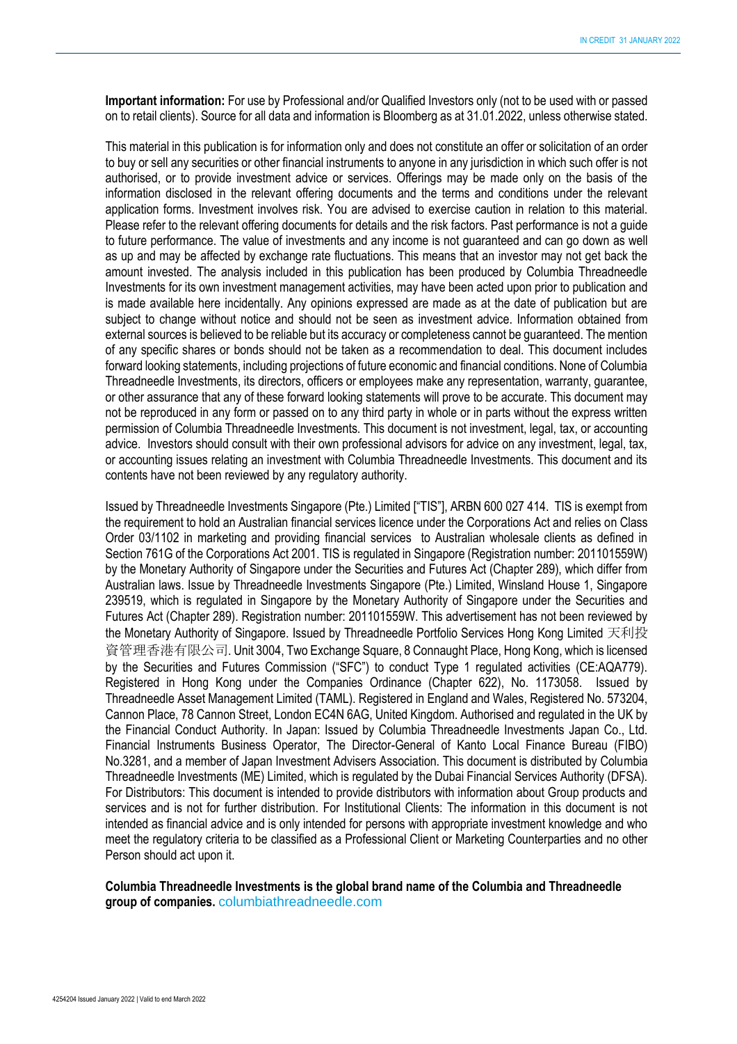**Important information:** For use by Professional and/or Qualified Investors only (not to be used with or passed on to retail clients). Source for all data and information is Bloomberg as at 31.01.2022, unless otherwise stated.

This material in this publication is for information only and does not constitute an offer or solicitation of an order to buy or sell any securities or other financial instruments to anyone in any jurisdiction in which such offer is not authorised, or to provide investment advice or services. Offerings may be made only on the basis of the information disclosed in the relevant offering documents and the terms and conditions under the relevant application forms. Investment involves risk. You are advised to exercise caution in relation to this material. Please refer to the relevant offering documents for details and the risk factors. Past performance is not a guide to future performance. The value of investments and any income is not guaranteed and can go down as well as up and may be affected by exchange rate fluctuations. This means that an investor may not get back the amount invested. The analysis included in this publication has been produced by Columbia Threadneedle Investments for its own investment management activities, may have been acted upon prior to publication and is made available here incidentally. Any opinions expressed are made as at the date of publication but are subject to change without notice and should not be seen as investment advice. Information obtained from external sources is believed to be reliable but its accuracy or completeness cannot be guaranteed. The mention of any specific shares or bonds should not be taken as a recommendation to deal. This document includes forward looking statements, including projections of future economic and financial conditions. None of Columbia Threadneedle Investments, its directors, officers or employees make any representation, warranty, guarantee, or other assurance that any of these forward looking statements will prove to be accurate. This document may not be reproduced in any form or passed on to any third party in whole or in parts without the express written permission of Columbia Threadneedle Investments. This document is not investment, legal, tax, or accounting advice. Investors should consult with their own professional advisors for advice on any investment, legal, tax, or accounting issues relating an investment with Columbia Threadneedle Investments. This document and its contents have not been reviewed by any regulatory authority.

Issued by Threadneedle Investments Singapore (Pte.) Limited ["TIS"], ARBN 600 027 414. TIS is exempt from the requirement to hold an Australian financial services licence under the Corporations Act and relies on Class Order 03/1102 in marketing and providing financial services to Australian wholesale clients as defined in Section 761G of the Corporations Act 2001. TIS is regulated in Singapore (Registration number: 201101559W) by the Monetary Authority of Singapore under the Securities and Futures Act (Chapter 289), which differ from Australian laws. Issue by Threadneedle Investments Singapore (Pte.) Limited, Winsland House 1, Singapore 239519, which is regulated in Singapore by the Monetary Authority of Singapore under the Securities and Futures Act (Chapter 289). Registration number: 201101559W. This advertisement has not been reviewed by the Monetary Authority of Singapore. Issued by Threadneedle Portfolio Services Hong Kong Limited 天利投資管理香港有限公司. Unit 3004, Two Exchange Square, 8 Connaught Place, Hong Kong, which is licensed by the Securities and Futures Commission ("SFC") to conduct Type 1 regulated activities (CE:AQA779). Registered in Hong Kong under the Companies Ordinance (Chapter 622), No. 1173058. Issued by Threadneedle Asset Management Limited (TAML). Registered in England and Wales, Registered No. 573204, Cannon Place, 78 Cannon Street, London EC4N 6AG, United Kingdom. Authorised and regulated in the UK by the Financial Conduct Authority. In Japan: Issued by Columbia Threadneedle Investments Japan Co., Ltd. Financial Instruments Business Operator, The Director-General of Kanto Local Finance Bureau (FIBO) No.3281, and a member of Japan Investment Advisers Association. This document is distributed by Columbia Threadneedle Investments (ME) Limited, which is regulated by the Dubai Financial Services Authority (DFSA). For Distributors: This document is intended to provide distributors with information about Group products and services and is not for further distribution. For Institutional Clients: The information in this document is not intended as financial advice and is only intended for persons with appropriate investment knowledge and who meet the regulatory criteria to be classified as a Professional Client or Marketing Counterparties and no other Person should act upon it.

**Columbia Threadneedle Investments is the global brand name of the Columbia and Threadneedle group of companies.** columbiathreadneedle.com

4254204 Issued January 2022 | Valid to end March 2022